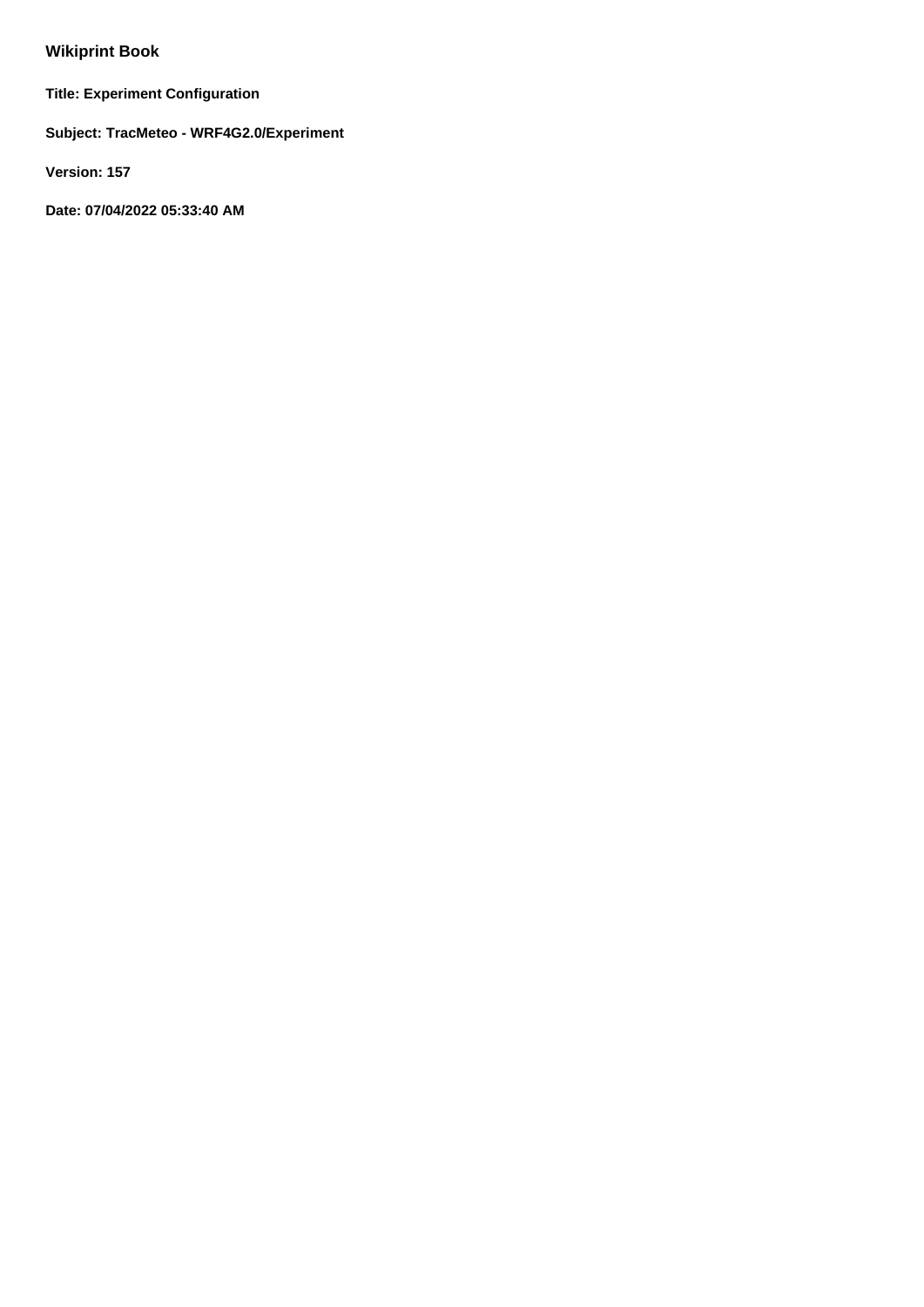## Wikiprint Book

**Title: Experiment Configuration**

**Subject: TracMeteo - WRF4G2.0/Experiment**

**Version: 157**

**Date: 07/04/2022 05:33:40 AM**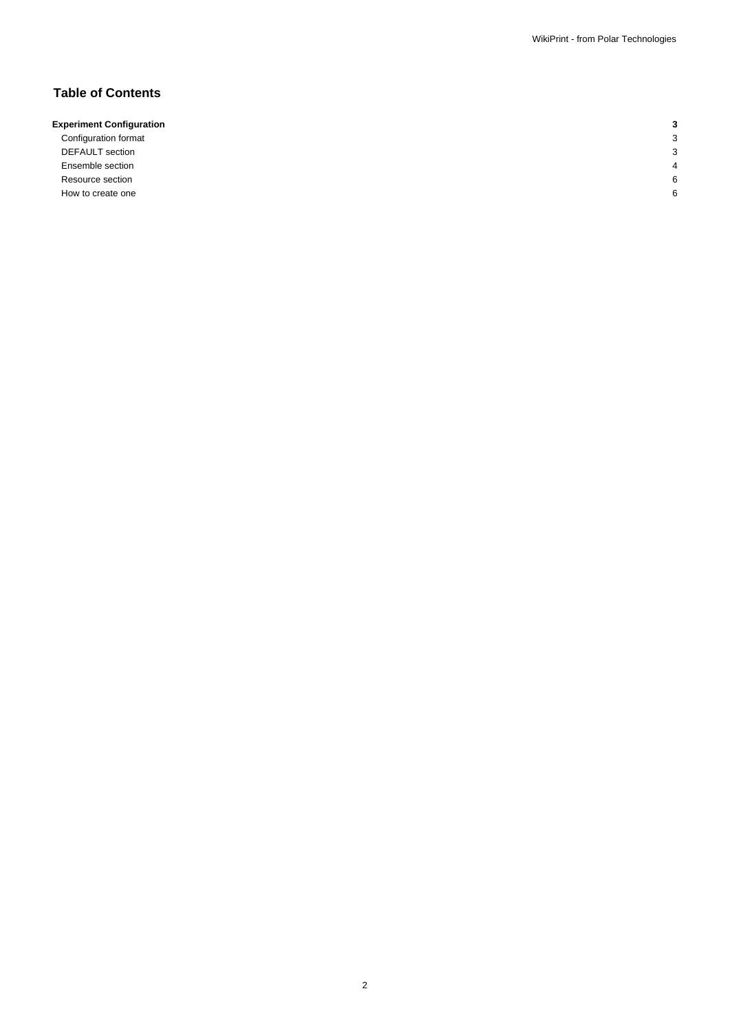# Table of Contents

| | |
|---|---|
| **Experiment Configuration** | **3** |
| Configuration format | 3 |
| DEFAULT section | 3 |
| Ensemble section | 4 |
| Resource section | 6 |
| How to create one | 6 |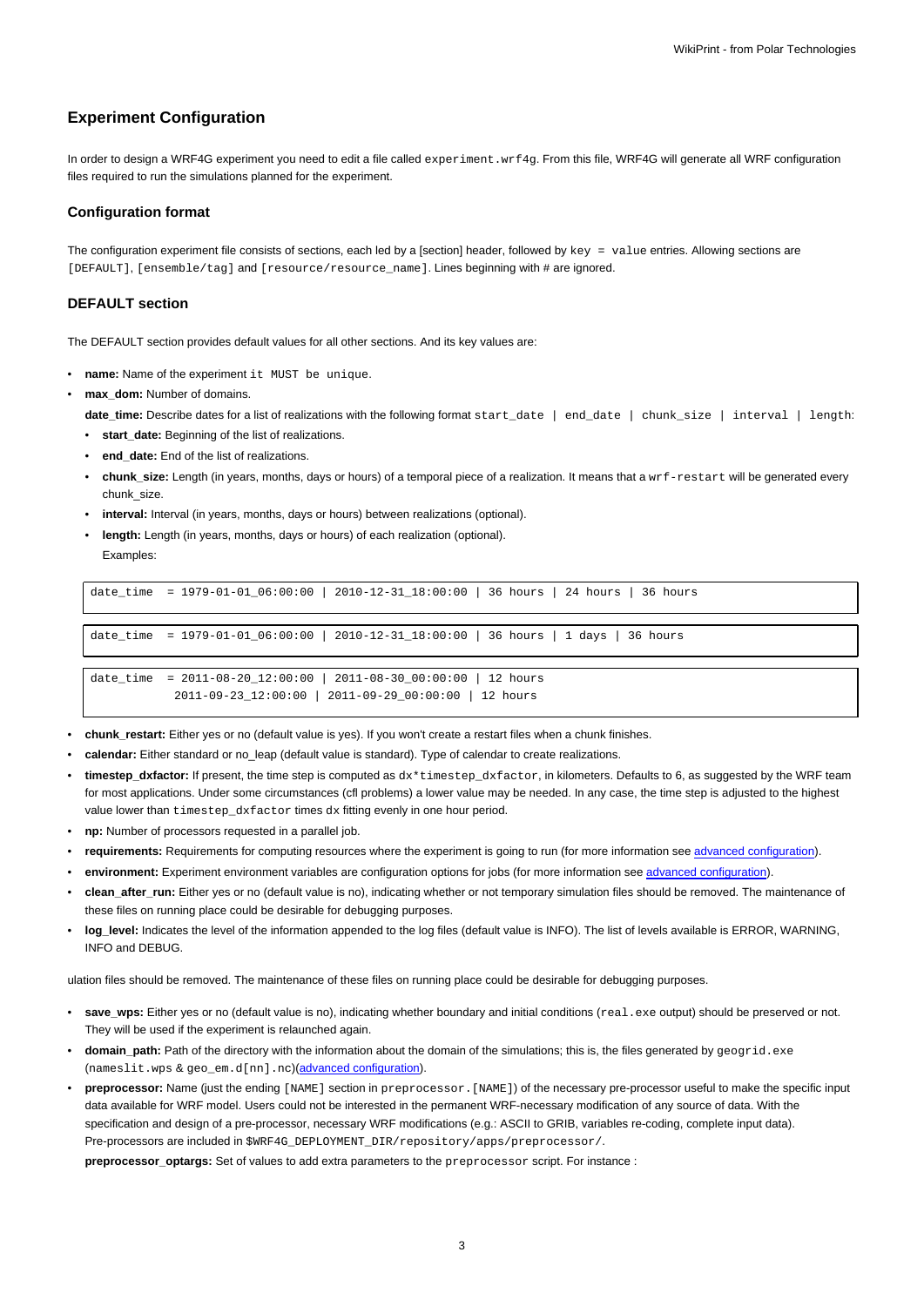## Experiment Configuration

In order to design a WRF4G experiment you need to edit a file called `experiment.wrf4g`. From this file, WRF4G will generate all WRF configuration files required to run the simulations planned for the experiment.

### Configuration format

The configuration experiment file consists of sections, each led by a [section] header, followed by `key = value` entries. Allowing sections are `[DEFAULT]`, `[ensemble/tag]` and `[resource/resource_name]`. Lines beginning with # are ignored.

### DEFAULT section

The DEFAULT section provides default values for all other sections. And its key values are:

- **name:** Name of the experiment `it MUST be unique`.
- **max_dom:** Number of domains.

  **date_time:** Describe dates for a list of realizations with the following format `start_date | end_date | chunk_size | interval | length`:
  - **start_date:** Beginning of the list of realizations.
  - **end_date:** End of the list of realizations.
  - **chunk_size:** Length (in years, months, days or hours) of a temporal piece of a realization. It means that a `wrf-restart` will be generated every chunk_size.
  - **interval:** Interval (in years, months, days or hours) between realizations (optional).
  - **length:** Length (in years, months, days or hours) of each realization (optional).

    Examples:

```
date_time  = 1979-01-01_06:00:00 | 2010-12-31_18:00:00 | 36 hours | 24 hours | 36 hours
```

```
date_time  = 1979-01-01_06:00:00 | 2010-12-31_18:00:00 | 36 hours | 1 days | 36 hours
```

```
date_time  = 2011-08-20_12:00:00 | 2011-08-30_00:00:00 | 12 hours
             2011-09-23_12:00:00 | 2011-09-29_00:00:00 | 12 hours
```

- **chunk_restart:** Either yes or no (default value is yes). If you won't create a restart files when a chunk finishes.
- **calendar:** Either standard or no_leap (default value is standard). Type of calendar to create realizations.
- **timestep_dxfactor:** If present, the time step is computed as `dx*timestep_dxfactor`, in kilometers. Defaults to 6, as suggested by the WRF team for most applications. Under some circumstances (cfl problems) a lower value may be needed. In any case, the time step is adjusted to the highest value lower than `timestep_dxfactor` times `dx` fitting evenly in one hour period.
- **np:** Number of processors requested in a parallel job.
- **requirements:** Requirements for computing resources where the experiment is going to run (for more information see [advanced configuration]).
- **environment:** Experiment environment variables are configuration options for jobs (for more information see [advanced configuration]).
- **clean_after_run:** Either yes or no (default value is no), indicating whether or not temporary simulation files should be removed. The maintenance of these files on running place could be desirable for debugging purposes.
- **log_level:** Indicates the level of the information appended to the log files (default value is INFO). The list of levels available is ERROR, WARNING, INFO and DEBUG.

ulation files should be removed. The maintenance of these files on running place could be desirable for debugging purposes.

- **save_wps:** Either yes or no (default value is no), indicating whether boundary and initial conditions (`real.exe` output) should be preserved or not. They will be used if the experiment is relaunched again.
- **domain_path:** Path of the directory with the information about the domain of the simulations; this is, the files generated by `geogrid.exe` (`nameslit.wps` & `geo_em.d[nn].nc`)([advanced configuration]).
- **preprocessor:** Name (just the ending `[NAME]` section in `preprocessor.[NAME]`) of the necessary pre-processor useful to make the specific input data available for WRF model. Users could not be interested in the permanent WRF-necessary modification of any source of data. With the specification and design of a pre-processor, necessary WRF modifications (e.g.: ASCII to GRIB, variables re-coding, complete input data). Pre-processors are included in `$WRF4G_DEPLOYMENT_DIR/repository/apps/preprocessor/`.

  **preprocessor_optargs:** Set of values to add extra parameters to the `preprocessor` script. For instance :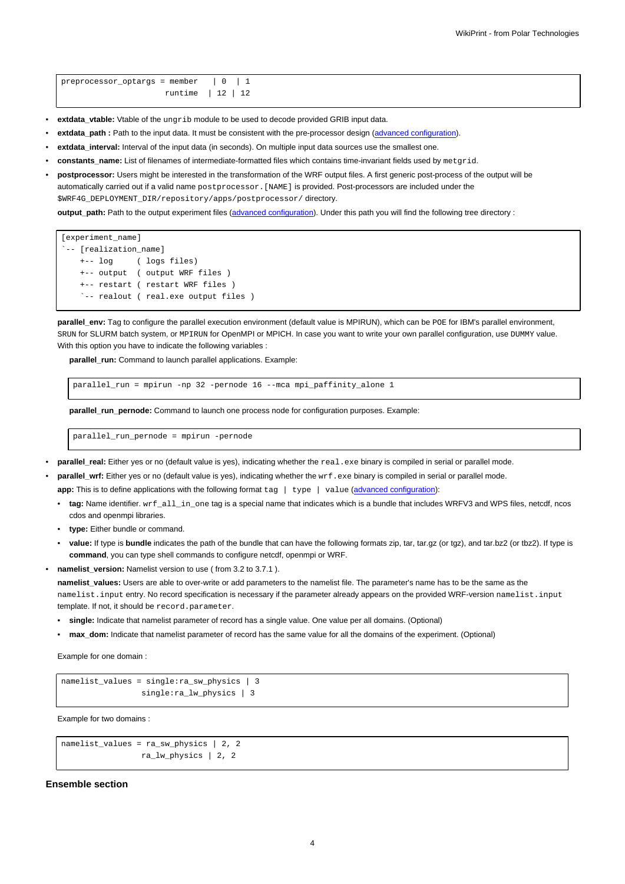```
preprocessor_optargs = member   | 0  | 1
                      runtime  | 12 | 12
```

- **extdata_vtable:** Vtable of the `ungrib` module to be used to decode provided GRIB input data.
- **extdata_path :** Path to the input data. It must be consistent with the pre-processor design (advanced configuration).
- **extdata_interval:** Interval of the input data (in seconds). On multiple input data sources use the smallest one.
- **constants_name:** List of filenames of intermediate-formatted files which contains time-invariant fields used by `metgrid`.
- **postprocessor:** Users might be interested in the transformation of the WRF output files. A first generic post-process of the output will be automatically carried out if a valid name `postprocessor.[NAME]` is provided. Post-processors are included under the `$WRF4G_DEPLOYMENT_DIR/repository/apps/postprocessor/` directory.

  **output_path:** Path to the output experiment files (advanced configuration). Under this path you will find the following tree directory :

```
[experiment_name]
`-- [realization_name]
    +-- log     ( logs files)
    +-- output  ( output WRF files )
    +-- restart ( restart WRF files )
    `-- realout ( real.exe output files )
```

  **parallel_env:** Tag to configure the parallel execution environment (default value is MPIRUN), which can be `POE` for IBM's parallel environment, `SRUN` for SLURM batch system, or `MPIRUN` for OpenMPI or MPICH. In case you want to write your own parallel configuration, use `DUMMY` value. With this option you have to indicate the following variables :

  **parallel_run:** Command to launch parallel applications. Example:

```
parallel_run = mpirun -np 32 -pernode 16 --mca mpi_paffinity_alone 1
```

  **parallel_run_pernode:** Command to launch one process node for configuration purposes. Example:

```
parallel_run_pernode = mpirun -pernode
```

- **parallel_real:** Either yes or no (default value is yes), indicating whether the `real.exe` binary is compiled in serial or parallel mode.
- **parallel_wrf:** Either yes or no (default value is yes), indicating whether the `wrf.exe` binary is compiled in serial or parallel mode.

  **app:** This is to define applications with the following format `tag | type | value` (advanced configuration):

  - **tag:** Name identifier. `wrf_all_in_one` tag is a special name that indicates which is a bundle that includes WRFV3 and WPS files, netcdf, ncos cdos and openmpi libraries.
  - **type:** Either bundle or command.
  - **value:** If type is **bundle** indicates the path of the bundle that can have the following formats zip, tar, tar.gz (or tgz), and tar.bz2 (or tbz2). If type is **command**, you can type shell commands to configure netcdf, openmpi or WRF.
- **namelist_version:** Namelist version to use ( from 3.2 to 3.7.1 ).

  **namelist_values:** Users are able to over-write or add parameters to the namelist file. The parameter's name has to be the same as the `namelist.input` entry. No record specification is necessary if the parameter already appears on the provided WRF-version `namelist.input` template. If not, it should be `record.parameter`.

  - **single:** Indicate that namelist parameter of record has a single value. One value per all domains. (Optional)
  - **max_dom:** Indicate that namelist parameter of record has the same value for all the domains of the experiment. (Optional)

  Example for one domain :

```
namelist_values = single:ra_sw_physics | 3
                  single:ra_lw_physics | 3
```

  Example for two domains :

```
namelist_values = ra_sw_physics | 2, 2
                  ra_lw_physics | 2, 2
```

### Ensemble section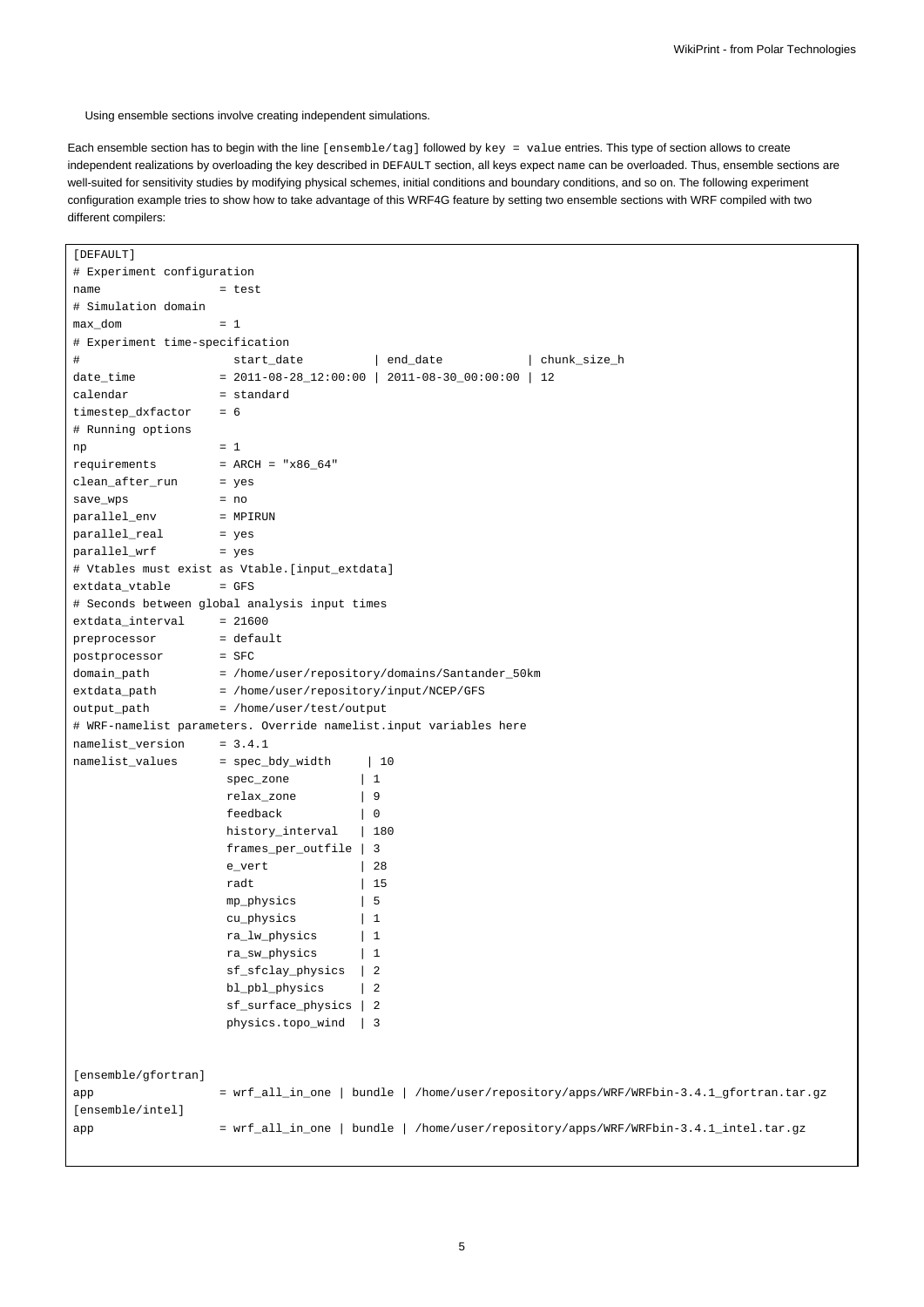Using ensemble sections involve creating independent simulations.

Each ensemble section has to begin with the line `[ensemble/tag]` followed by `key = value` entries. This type of section allows to create independent realizations by overloading the key described in `DEFAULT` section, all keys expect `name` can be overloaded. Thus, ensemble sections are well-suited for sensitivity studies by modifying physical schemes, initial conditions and boundary conditions, and so on. The following experiment configuration example tries to show how to take advantage of this WRF4G feature by setting two ensemble sections with WRF compiled with two different compilers:

```
[DEFAULT]
# Experiment configuration
name                 = test
# Simulation domain
max_dom              = 1
# Experiment time-specification
#                      start_date          | end_date            | chunk_size_h
date_time            = 2011-08-28_12:00:00 | 2011-08-30_00:00:00 | 12
calendar             = standard
timestep_dxfactor    = 6
# Running options
np                   = 1
requirements         = ARCH = "x86_64"
clean_after_run      = yes
save_wps             = no
parallel_env         = MPIRUN
parallel_real        = yes
parallel_wrf         = yes
# Vtables must exist as Vtable.[input_extdata]
extdata_vtable       = GFS
# Seconds between global analysis input times
extdata_interval     = 21600
preprocessor         = default
postprocessor        = SFC
domain_path          = /home/user/repository/domains/Santander_50km
extdata_path         = /home/user/repository/input/NCEP/GFS
output_path          = /home/user/test/output
# WRF-namelist parameters. Override namelist.input variables here
namelist_version     = 3.4.1
namelist_values      = spec_bdy_width     | 10
                      spec_zone          | 1
                      relax_zone         | 9
                      feedback           | 0
                      history_interval   | 180
                      frames_per_outfile | 3
                      e_vert             | 28
                      radt               | 15
                      mp_physics         | 5
                      cu_physics         | 1
                      ra_lw_physics      | 1
                      ra_sw_physics      | 1
                      sf_sfclay_physics  | 2
                      bl_pbl_physics     | 2
                      sf_surface_physics | 2
                      physics.topo_wind  | 3


[ensemble/gfortran]
app                  = wrf_all_in_one | bundle | /home/user/repository/apps/WRF/WRFbin-3.4.1_gfortran.tar.gz
[ensemble/intel]
app                  = wrf_all_in_one | bundle | /home/user/repository/apps/WRF/WRFbin-3.4.1_intel.tar.gz
```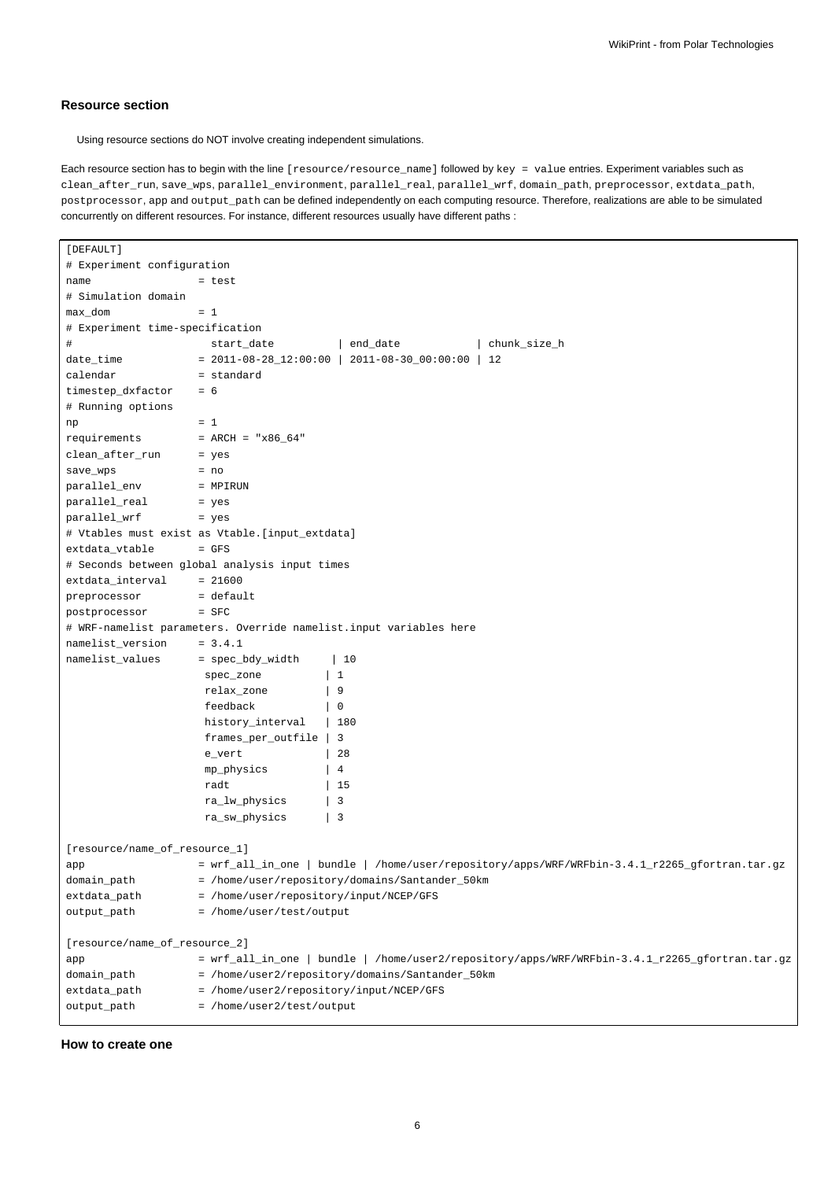### Resource section

> Using resource sections do NOT involve creating independent simulations.

Each resource section has to begin with the line `[resource/resource_name]` followed by `key = value` entries. Experiment variables such as `clean_after_run`, `save_wps`, `parallel_environment`, `parallel_real`, `parallel_wrf`, `domain_path`, `preprocessor`, `extdata_path`, `postprocessor`, `app` and `output_path` can be defined independently on each computing resource. Therefore, realizations are able to be simulated concurrently on different resources. For instance, different resources usually have different paths :

```
[DEFAULT]
# Experiment configuration
name                 = test
# Simulation domain
max_dom              = 1
# Experiment time-specification
#                      start_date          | end_date            | chunk_size_h
date_time            = 2011-08-28_12:00:00 | 2011-08-30_00:00:00 | 12
calendar             = standard
timestep_dxfactor    = 6
# Running options
np                   = 1
requirements         = ARCH = "x86_64"
clean_after_run      = yes
save_wps             = no
parallel_env         = MPIRUN
parallel_real        = yes
parallel_wrf         = yes
# Vtables must exist as Vtable.[input_extdata]
extdata_vtable       = GFS
# Seconds between global analysis input times
extdata_interval     = 21600
preprocessor         = default
postprocessor        = SFC
# WRF-namelist parameters. Override namelist.input variables here
namelist_version     = 3.4.1
namelist_values      = spec_bdy_width     | 10
                      spec_zone          | 1
                      relax_zone         | 9
                      feedback           | 0
                      history_interval   | 180
                      frames_per_outfile | 3
                      e_vert             | 28
                      mp_physics         | 4
                      radt               | 15
                      ra_lw_physics      | 3
                      ra_sw_physics      | 3

[resource/name_of_resource_1]
app                  = wrf_all_in_one | bundle | /home/user/repository/apps/WRF/WRFbin-3.4.1_r2265_gfortran.tar.gz
domain_path          = /home/user/repository/domains/Santander_50km
extdata_path         = /home/user/repository/input/NCEP/GFS
output_path          = /home/user/test/output

[resource/name_of_resource_2]
app                  = wrf_all_in_one | bundle | /home/user2/repository/apps/WRF/WRFbin-3.4.1_r2265_gfortran.tar.gz
domain_path          = /home/user2/repository/domains/Santander_50km
extdata_path         = /home/user2/repository/input/NCEP/GFS
output_path          = /home/user2/test/output
```

#### How to create one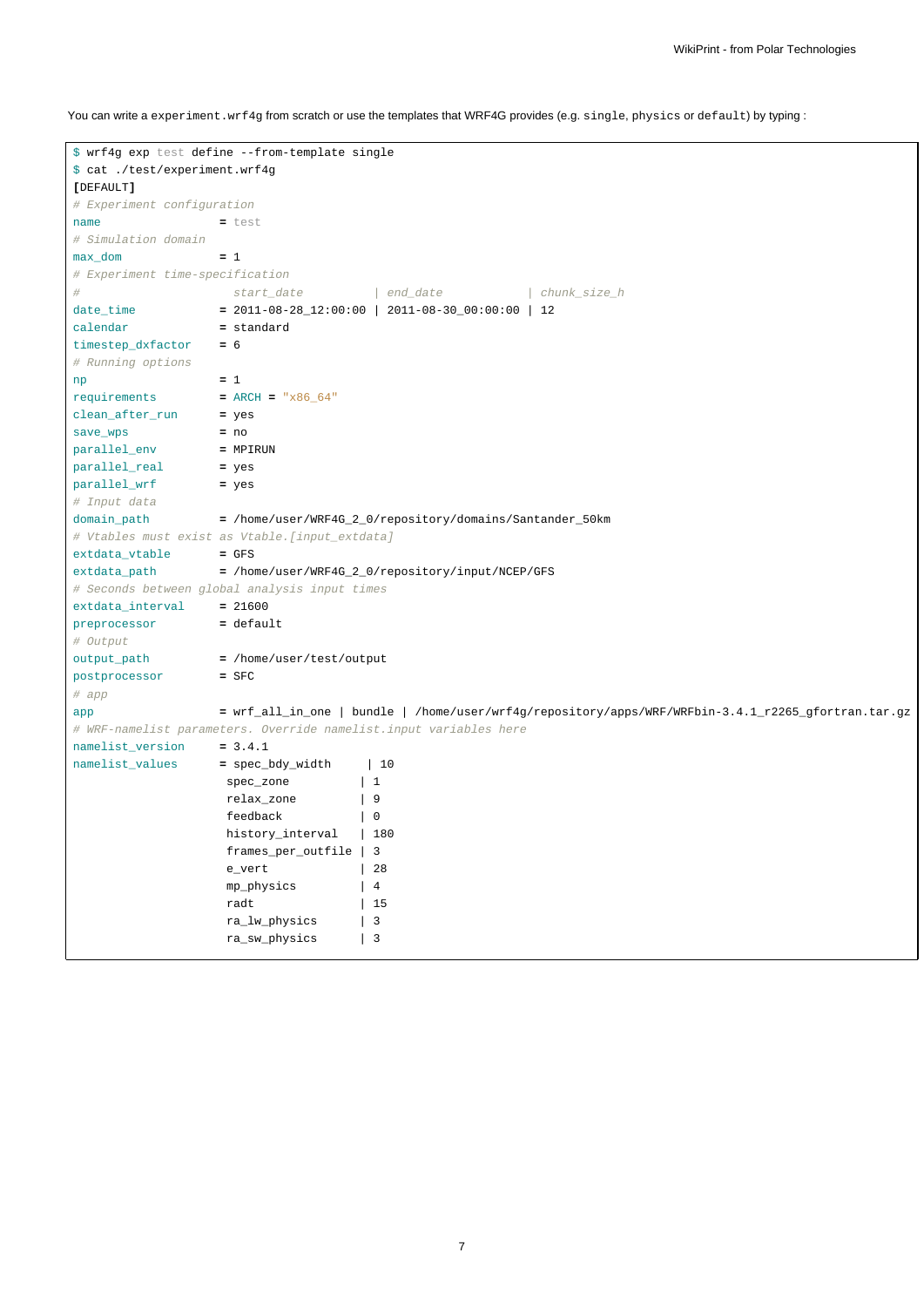You can write a `experiment.wrf4g` from scratch or use the templates that WRF4G provides (e.g. `single`, `physics` or `default`) by typing :

```
$ wrf4g exp test define --from-template single
$ cat ./test/experiment.wrf4g
[DEFAULT]
# Experiment configuration
name                 = test
# Simulation domain
max_dom              = 1
# Experiment time-specification
#                      start_date          | end_date            | chunk_size_h
date_time            = 2011-08-28_12:00:00 | 2011-08-30_00:00:00 | 12
calendar             = standard
timestep_dxfactor    = 6
# Running options
np                   = 1
requirements         = ARCH = "x86_64"
clean_after_run      = yes
save_wps             = no
parallel_env         = MPIRUN
parallel_real        = yes
parallel_wrf         = yes
# Input data
domain_path          = /home/user/WRF4G_2_0/repository/domains/Santander_50km
# Vtables must exist as Vtable.[input_extdata]
extdata_vtable       = GFS
extdata_path         = /home/user/WRF4G_2_0/repository/input/NCEP/GFS
# Seconds between global analysis input times
extdata_interval     = 21600
preprocessor         = default
# Output
output_path          = /home/user/test/output
postprocessor        = SFC
# app
app                  = wrf_all_in_one | bundle | /home/user/wrf4g/repository/apps/WRF/WRFbin-3.4.1_r2265_gfortran.tar.gz
# WRF-namelist parameters. Override namelist.input variables here
namelist_version     = 3.4.1
namelist_values      = spec_bdy_width     | 10
                      spec_zone          | 1
                      relax_zone         | 9
                      feedback           | 0
                      history_interval   | 180
                      frames_per_outfile | 3
                      e_vert             | 28
                      mp_physics         | 4
                      radt               | 15
                      ra_lw_physics      | 3
                      ra_sw_physics      | 3
```